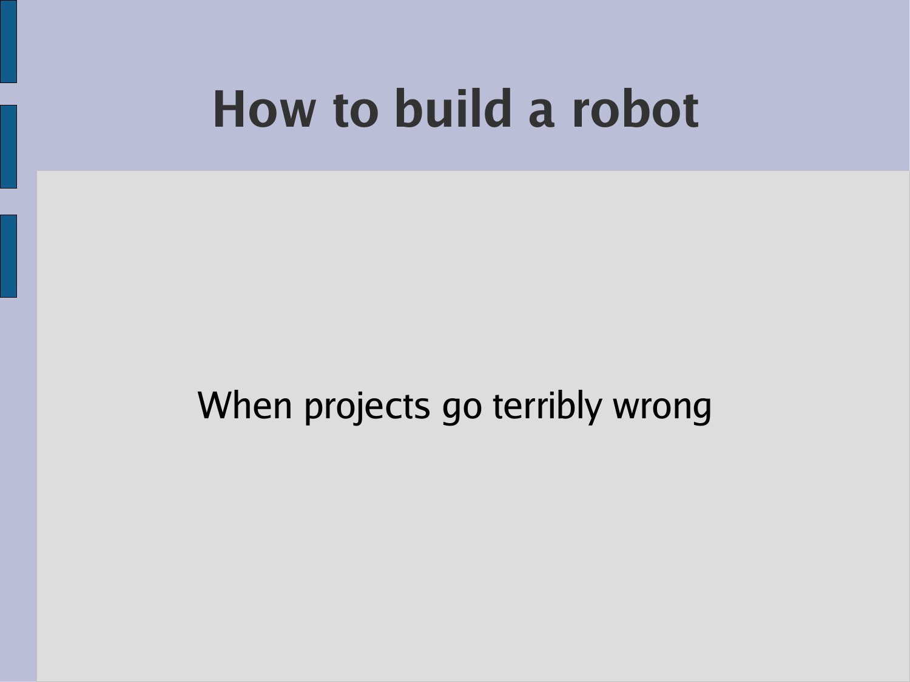# How to build a robot

When projects go terribly wrong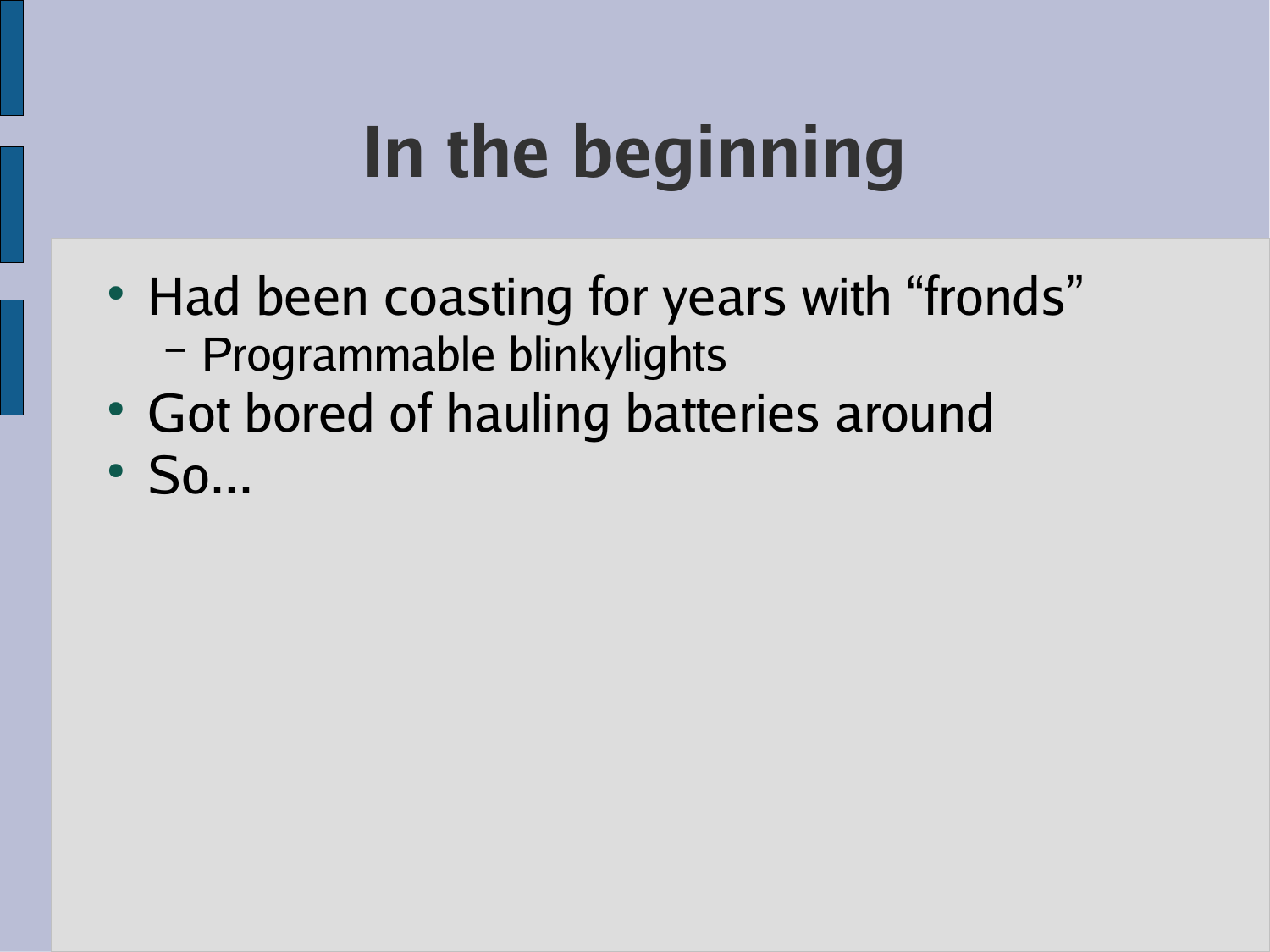# In the beginning

- Had been coasting for years with “fronds”
  - Programmable blinkylights
- Got bored of hauling batteries around
- So...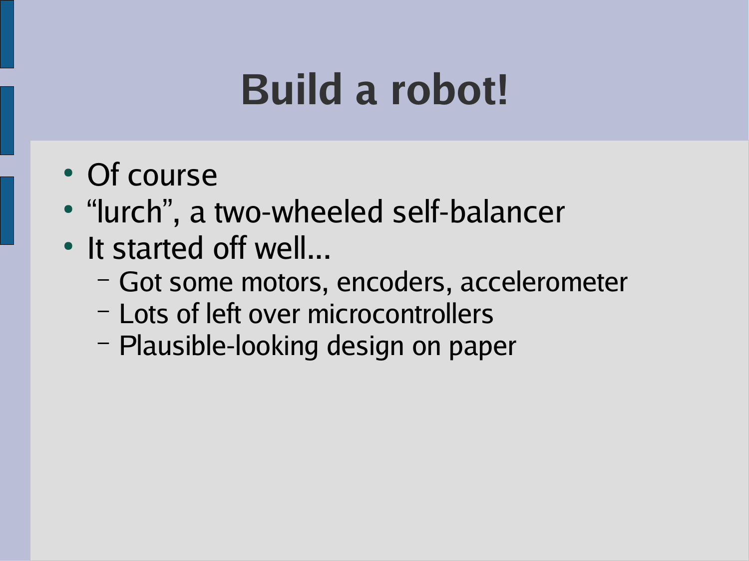# Build a robot!

- Of course
- “lurch”, a two-wheeled self-balancer
- It started off well...
  - Got some motors, encoders, accelerometer
  - Lots of left over microcontrollers
  - Plausible-looking design on paper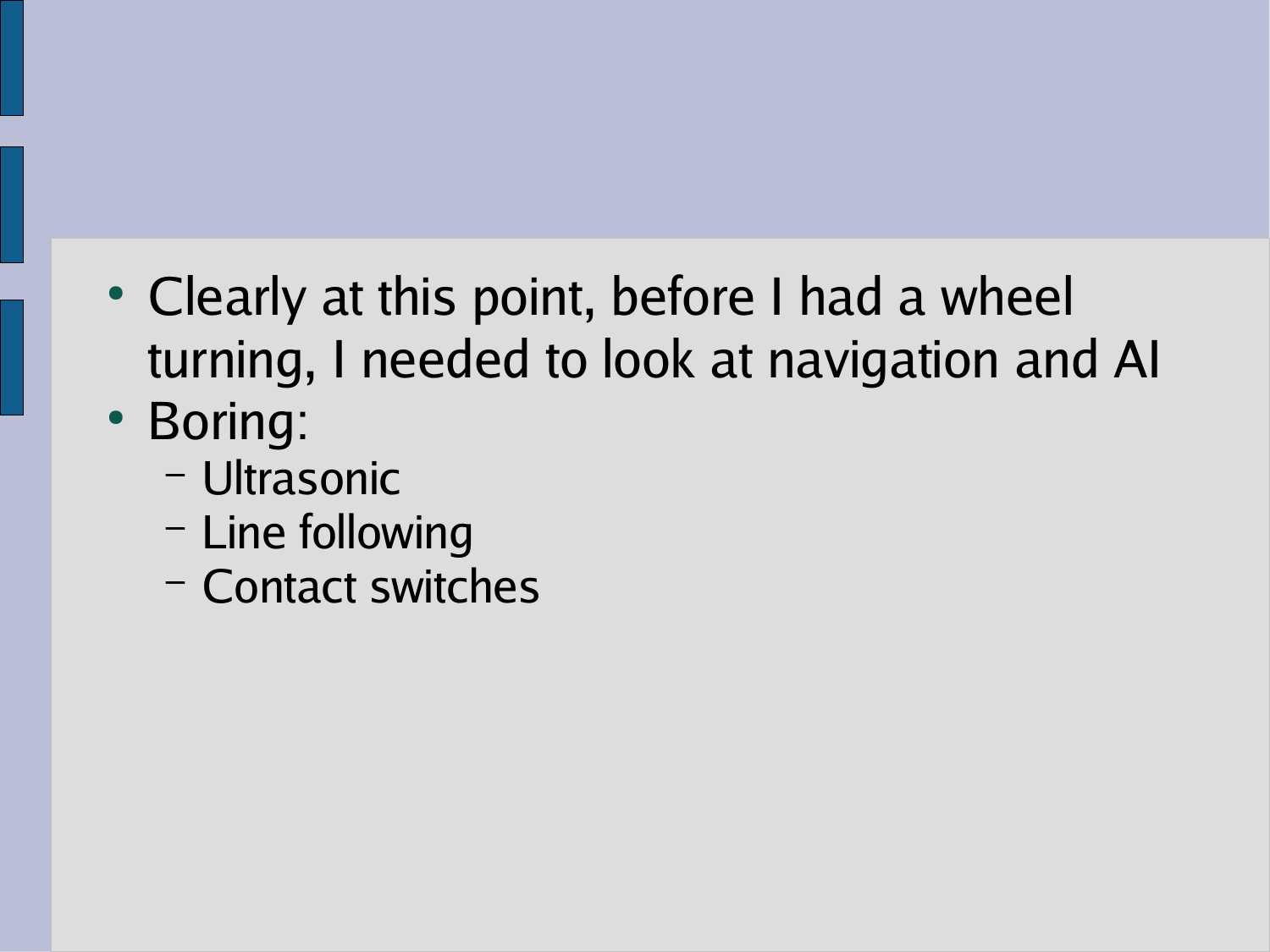- Clearly at this point, before I had a wheel turning, I needed to look at navigation and AI
- Boring:
  - Ultrasonic
  - Line following
  - Contact switches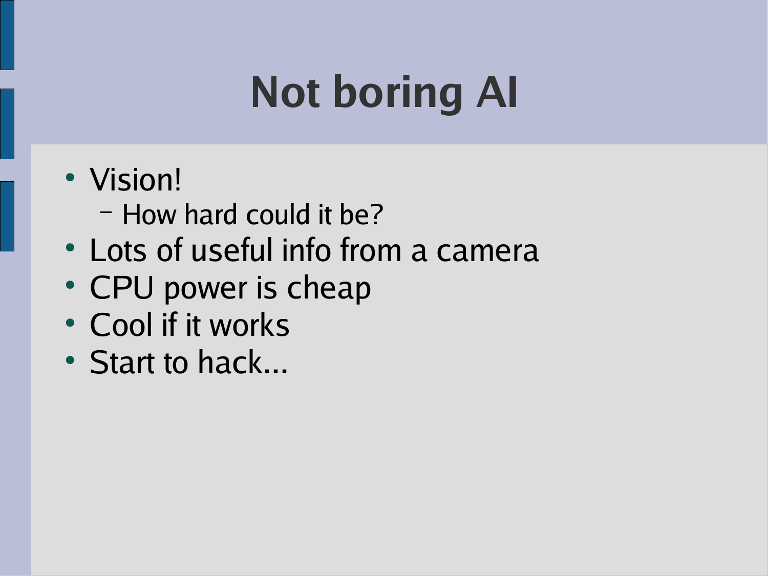# Not boring AI

- Vision!
  - How hard could it be?
- Lots of useful info from a camera
- CPU power is cheap
- Cool if it works
- Start to hack...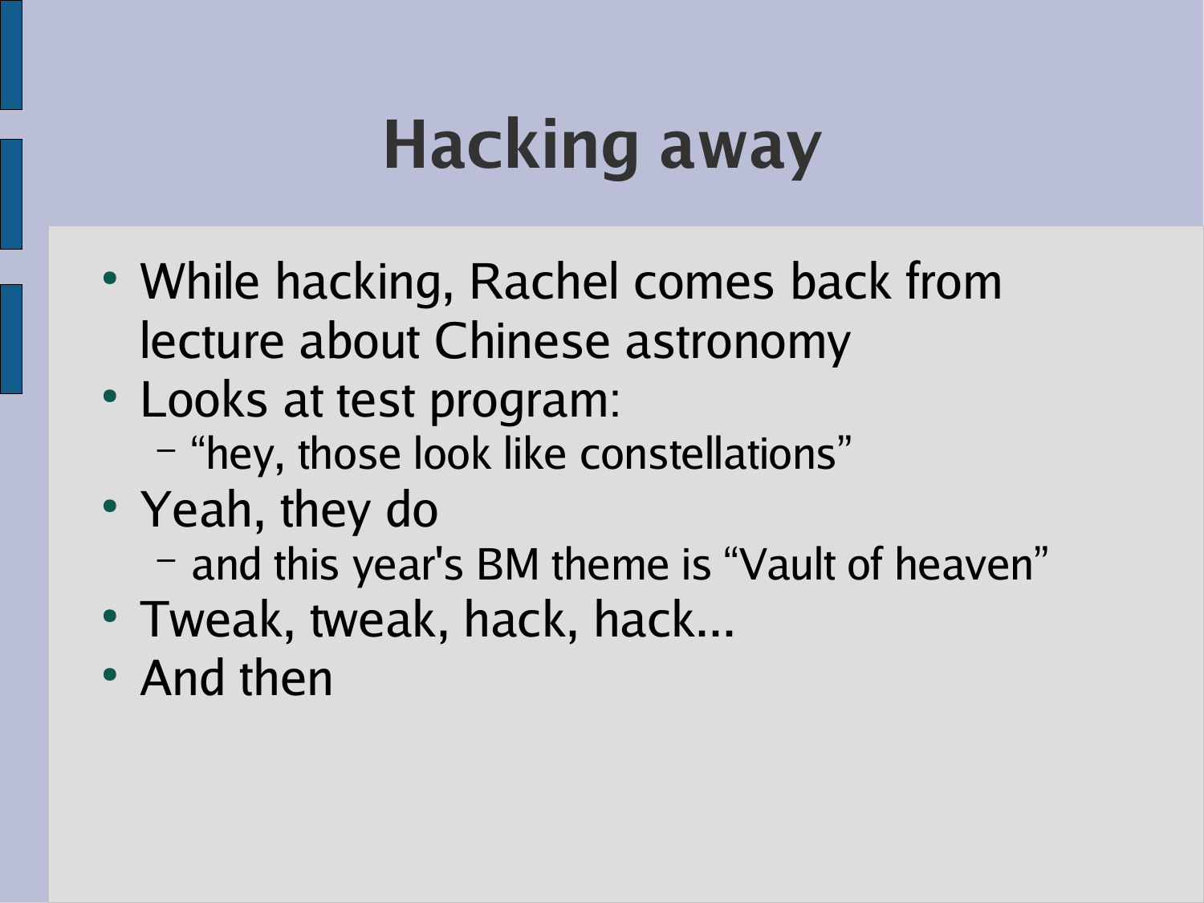# Hacking away

- While hacking, Rachel comes back from lecture about Chinese astronomy
- Looks at test program:
  - “hey, those look like constellations”
- Yeah, they do
  - and this year's BM theme is “Vault of heaven”
- Tweak, tweak, hack, hack...
- And then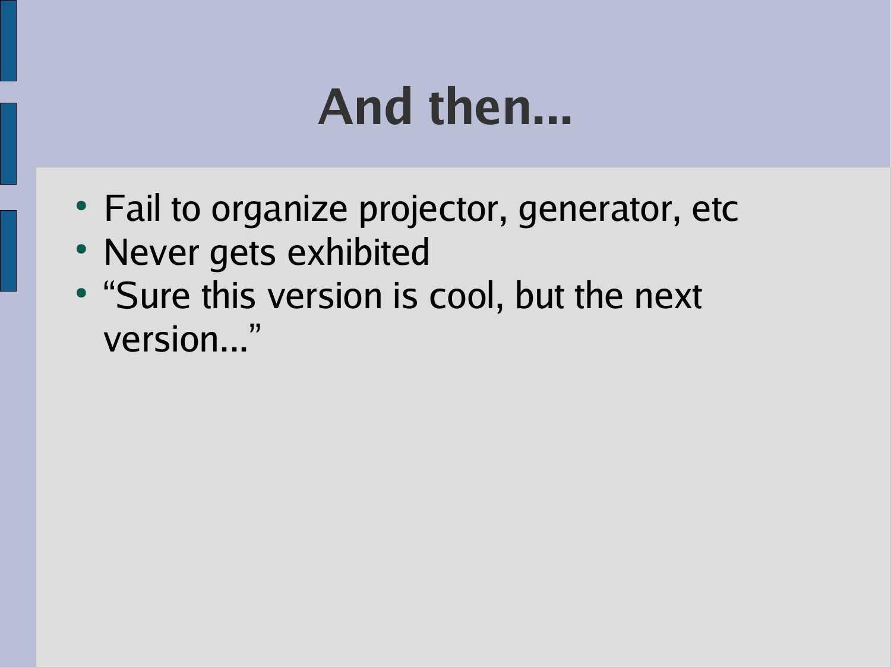# And then...

- Fail to organize projector, generator, etc
- Never gets exhibited
- “Sure this version is cool, but the next version...”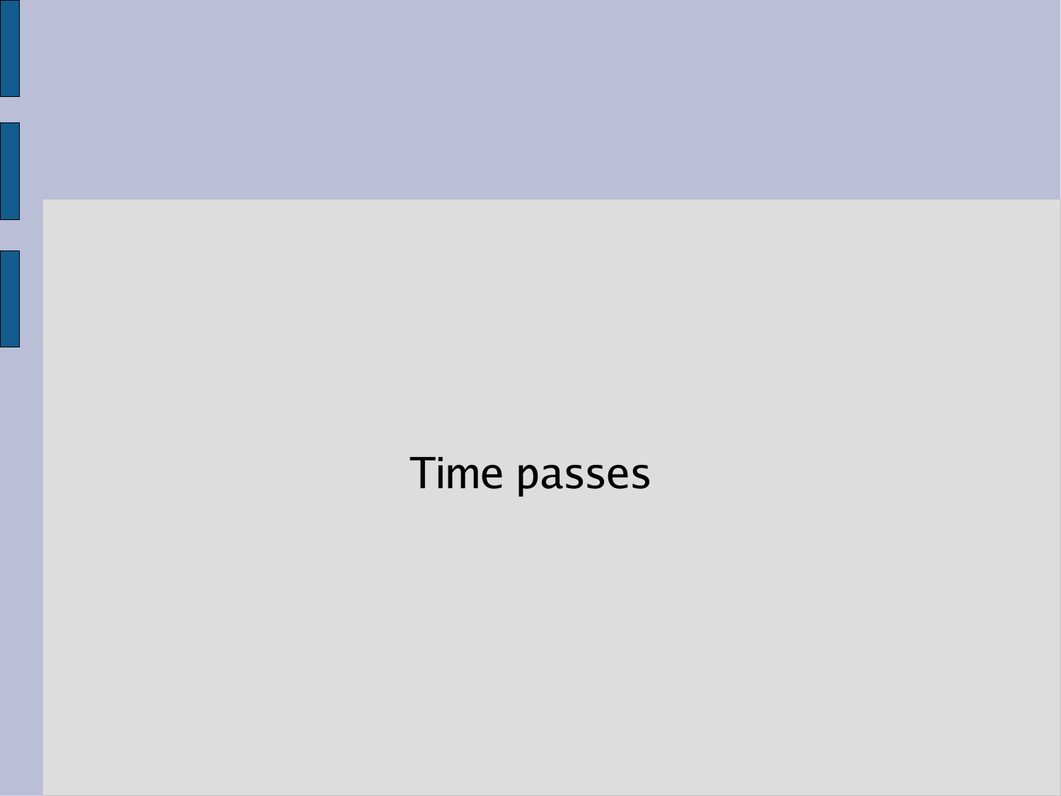Time passes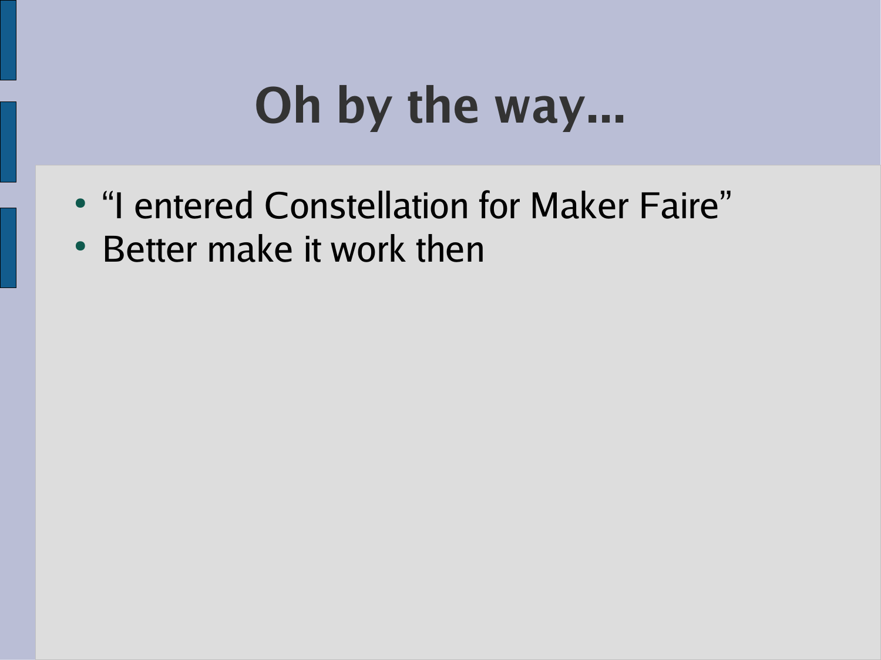# Oh by the way...

- "I entered Constellation for Maker Faire"
- Better make it work then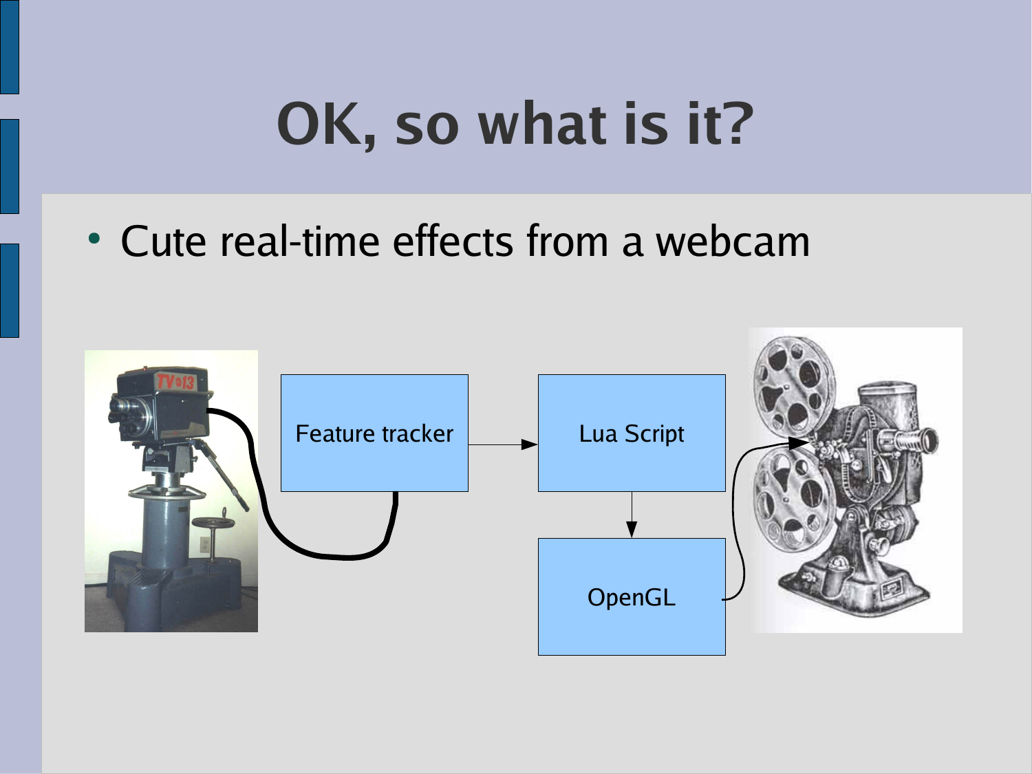# OK, so what is it?

- Cute real-time effects from a webcam

Feature tracker

Lua Script

OpenGL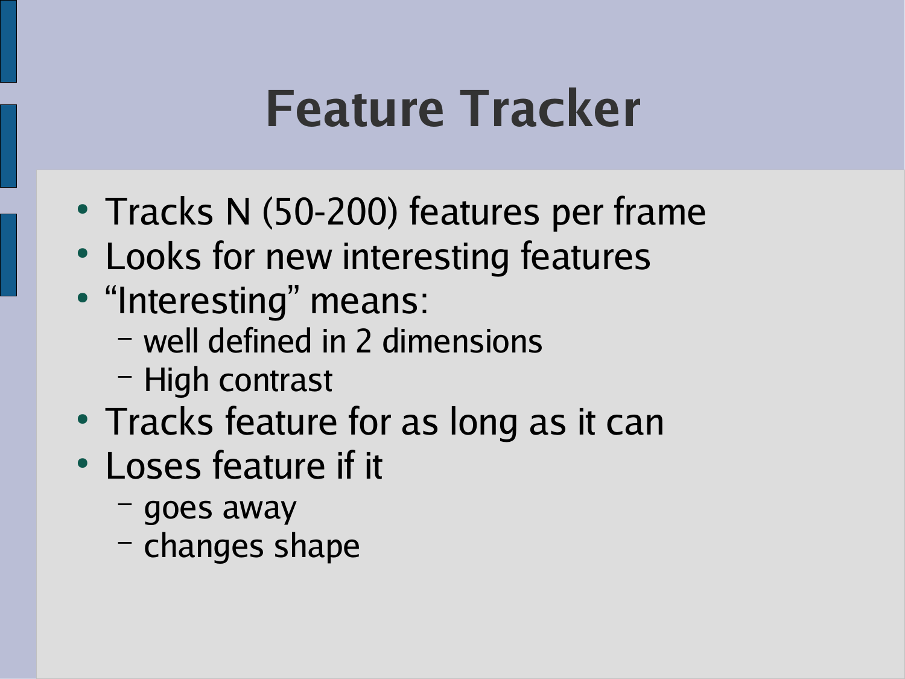# Feature Tracker

- Tracks N (50-200) features per frame
- Looks for new interesting features
- “Interesting” means:
  - well defined in 2 dimensions
  - High contrast
- Tracks feature for as long as it can
- Loses feature if it
  - goes away
  - changes shape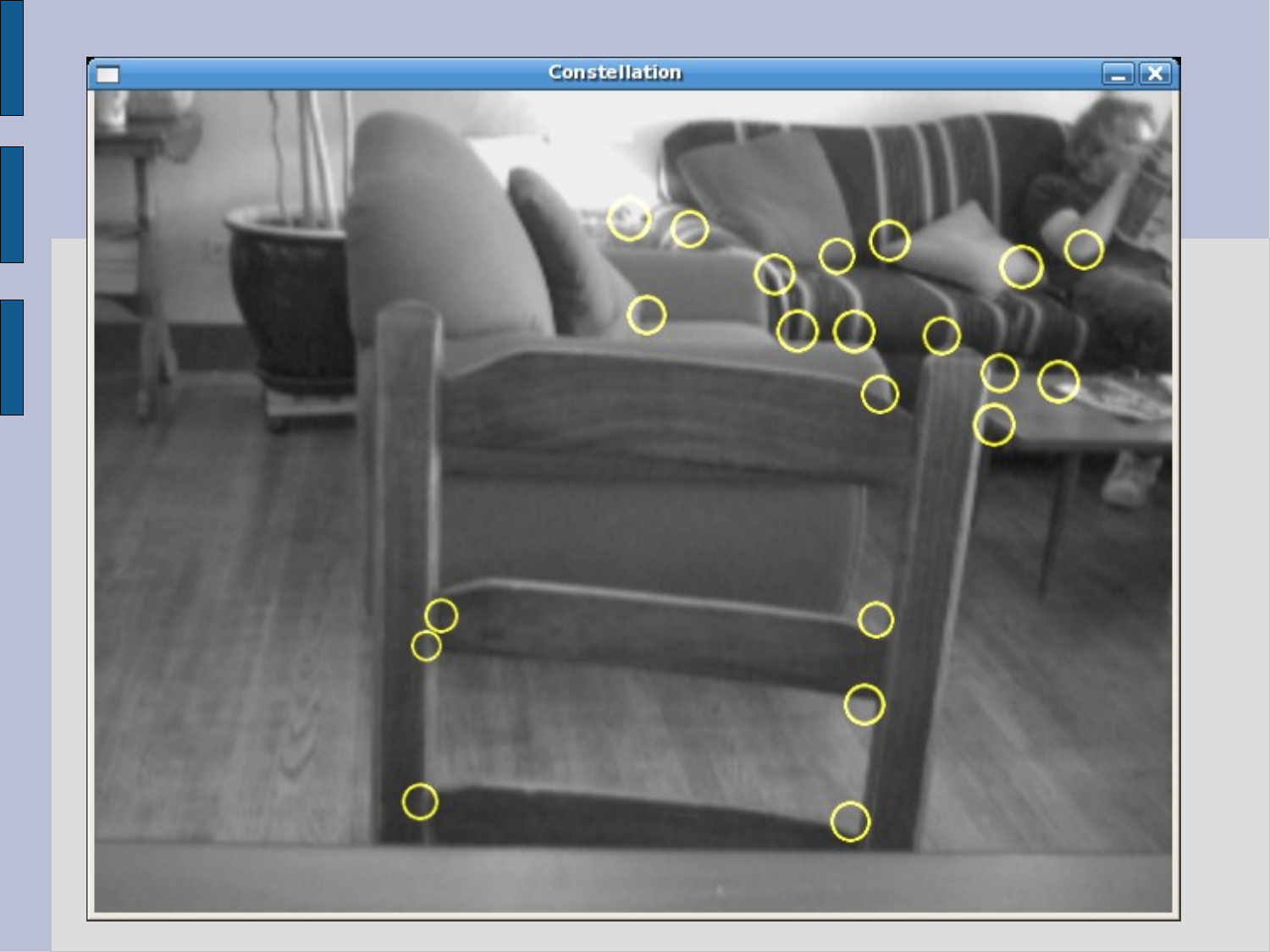Constellation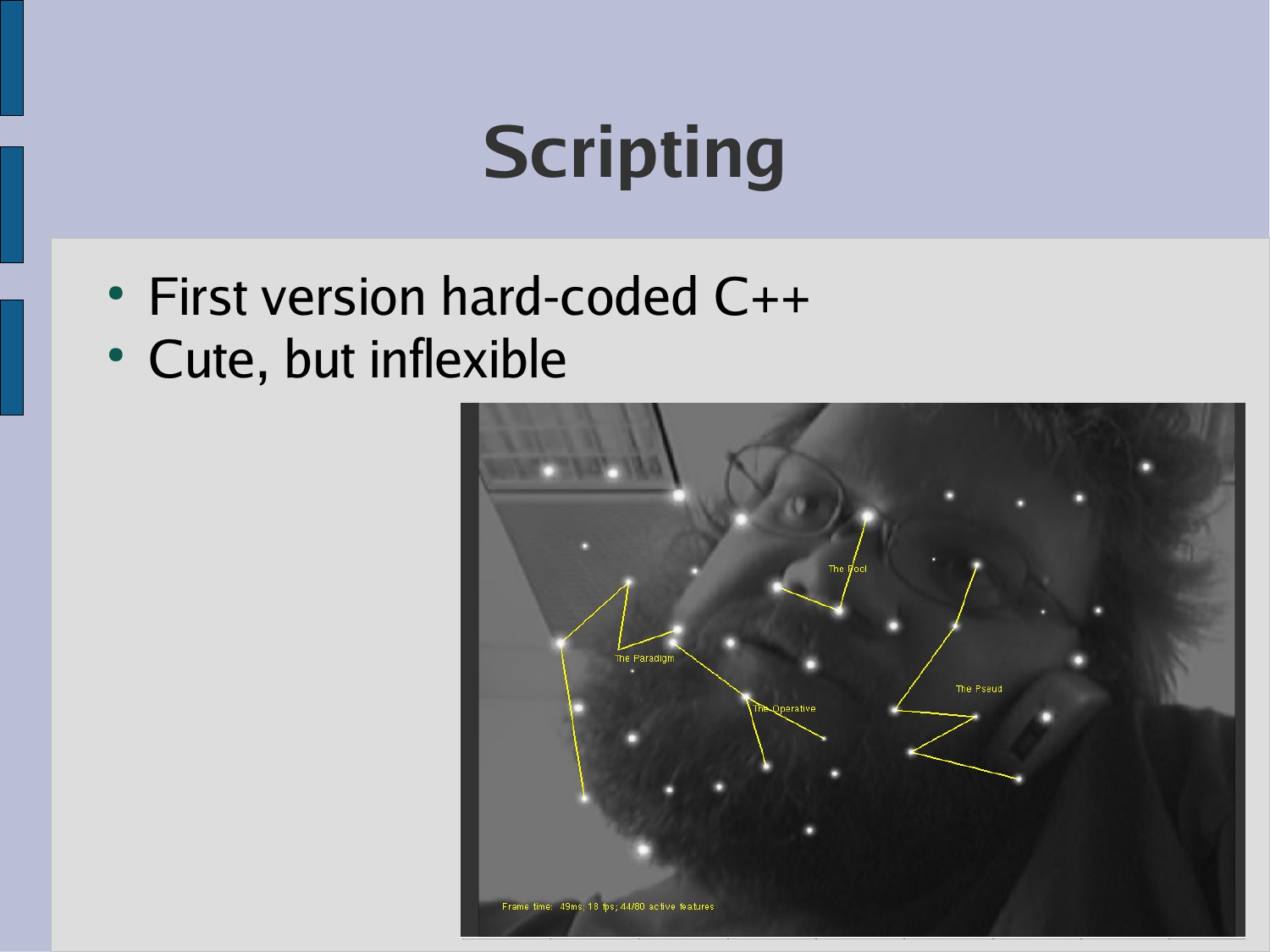# Scripting

- First version hard-coded C++
- Cute, but inflexible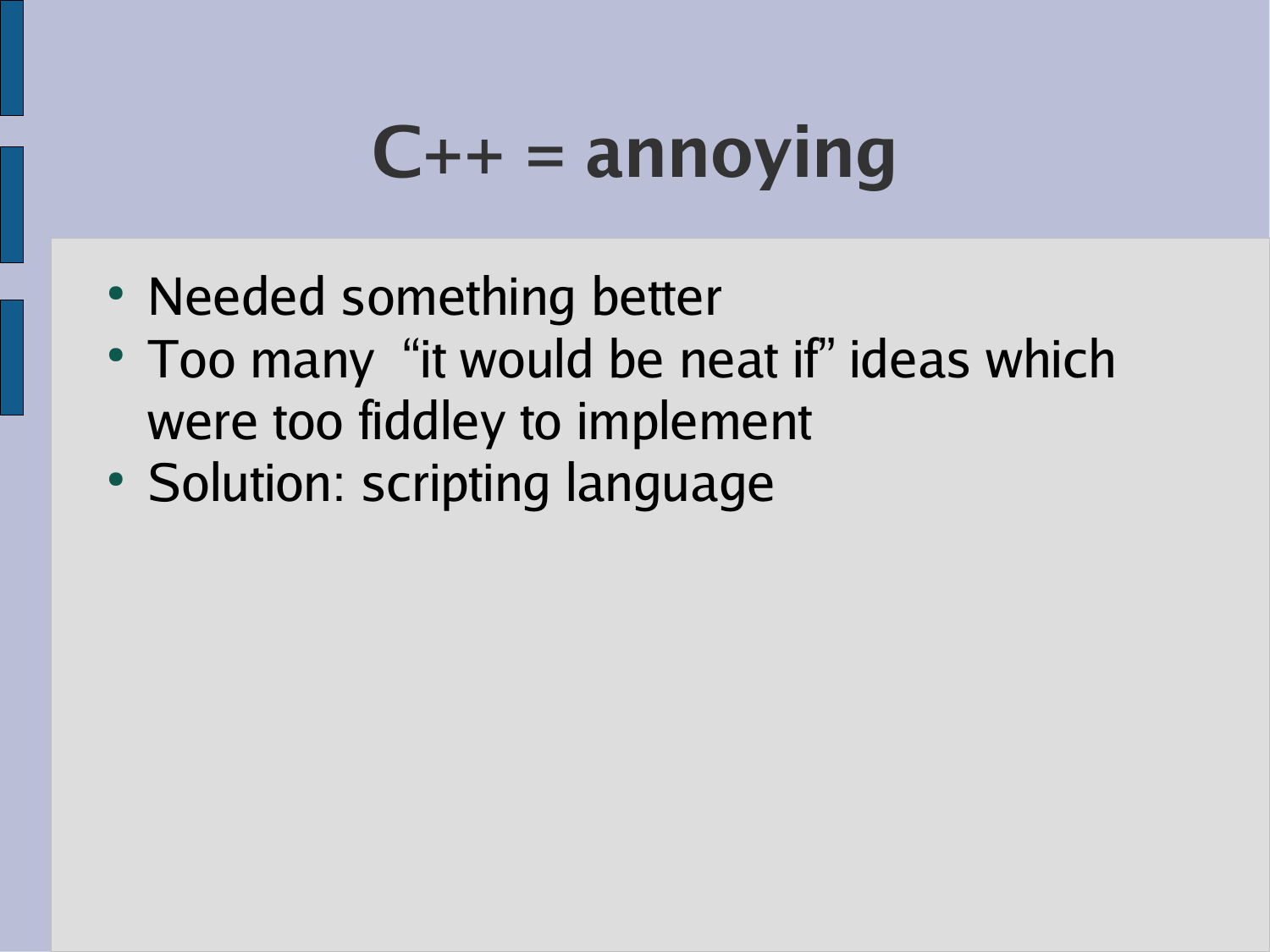# C++ = annoying

- Needed something better
- Too many "it would be neat if" ideas which were too fiddley to implement
- Solution: scripting language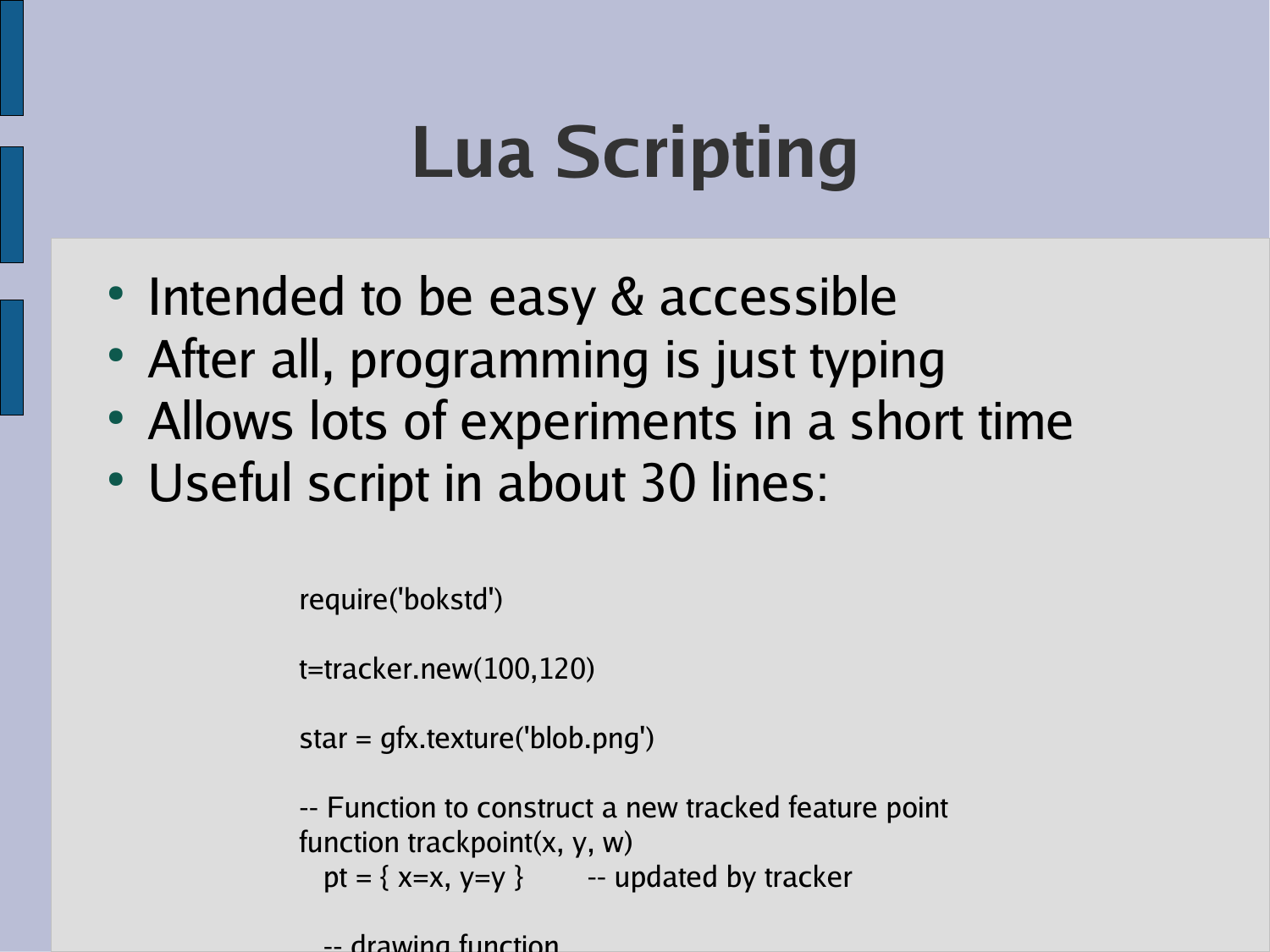# Lua Scripting

- Intended to be easy & accessible
- After all, programming is just typing
- Allows lots of experiments in a short time
- Useful script in about 30 lines:

```
require('bokstd')

t=tracker.new(100,120)

star = gfx.texture('blob.png')

-- Function to construct a new tracked feature point
function trackpoint(x, y, w)
   pt = { x=x, y=y }        -- updated by tracker

   -- drawing function
```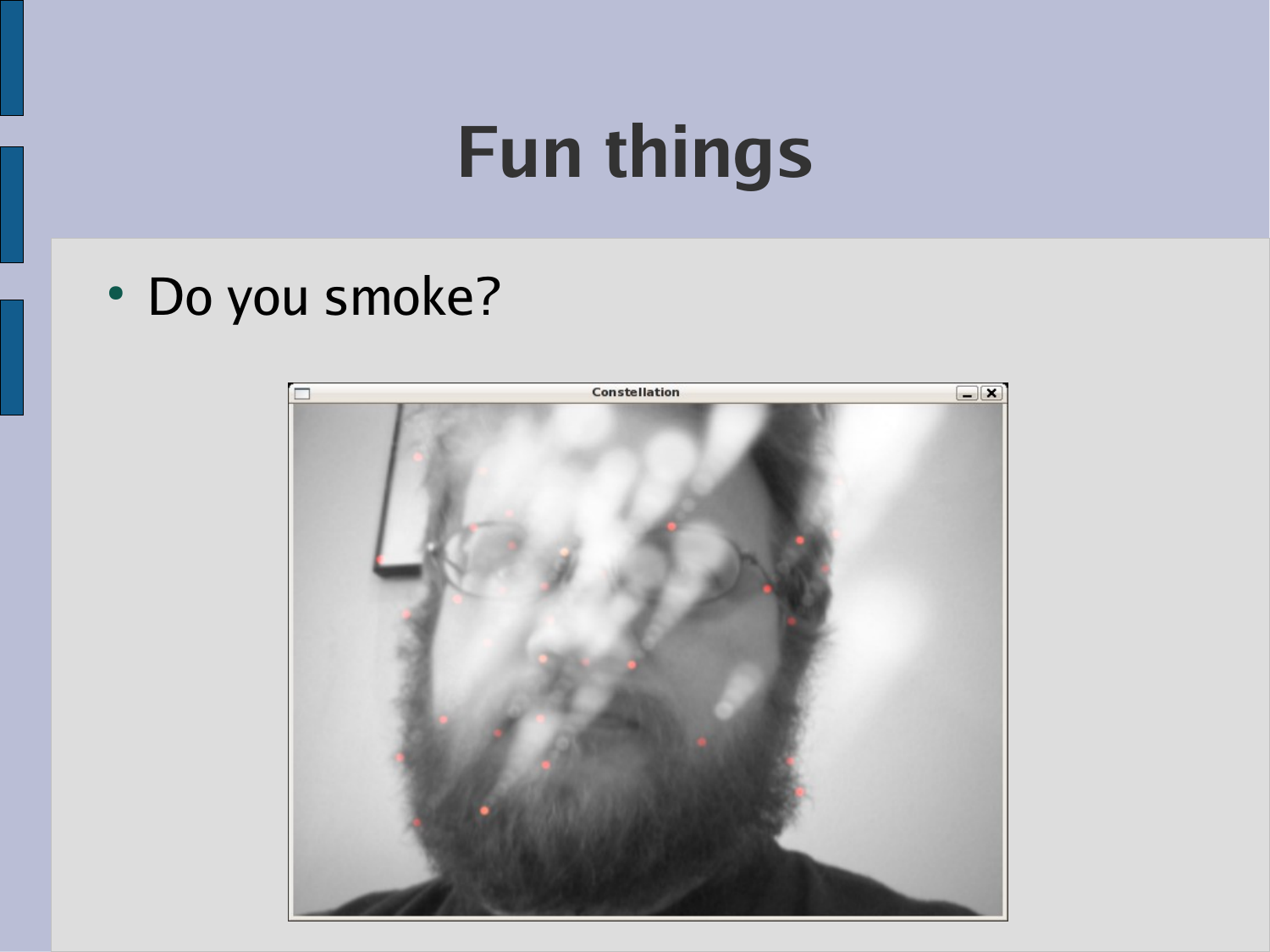# Fun things

- Do you smoke?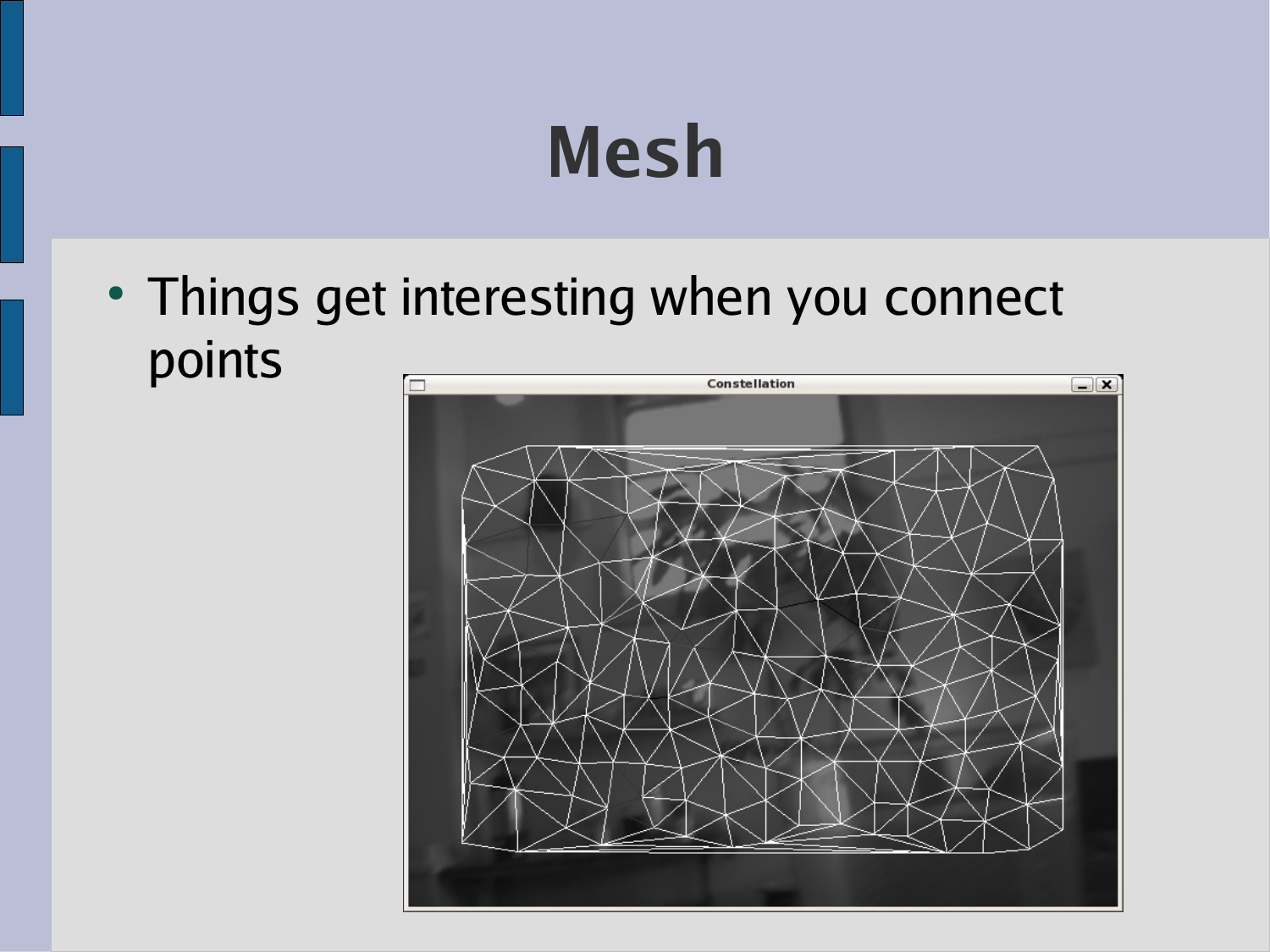# Mesh

- Things get interesting when you connect points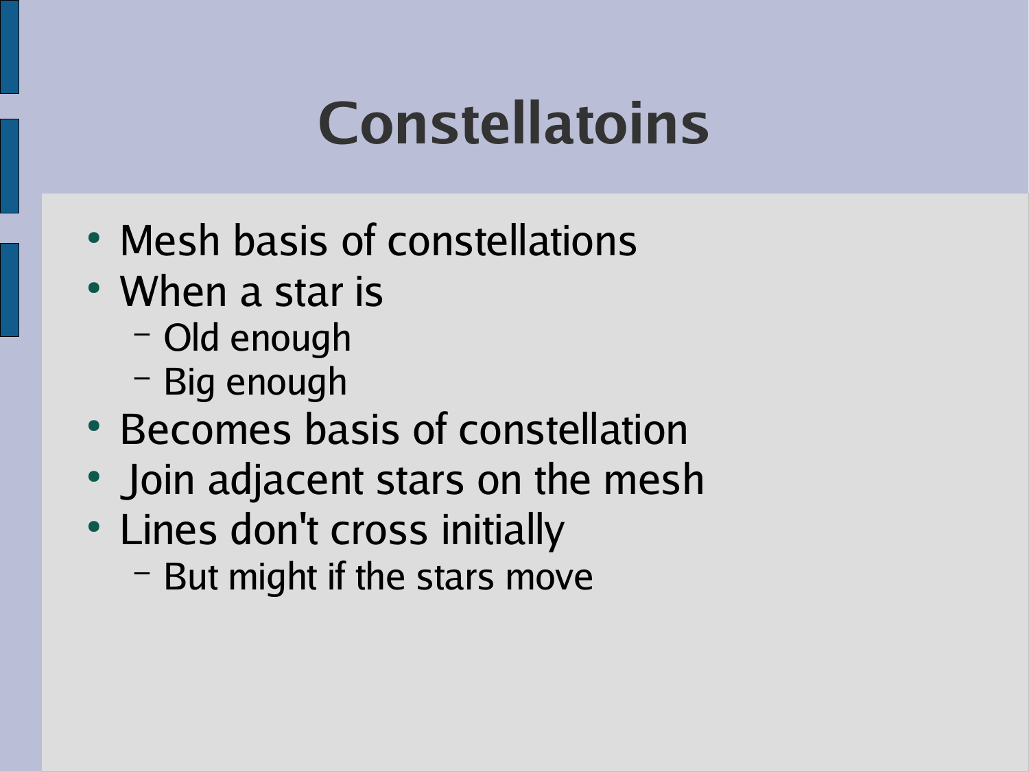# Constellatoins

- Mesh basis of constellations
- When a star is
  - Old enough
  - Big enough
- Becomes basis of constellation
- Join adjacent stars on the mesh
- Lines don't cross initially
  - But might if the stars move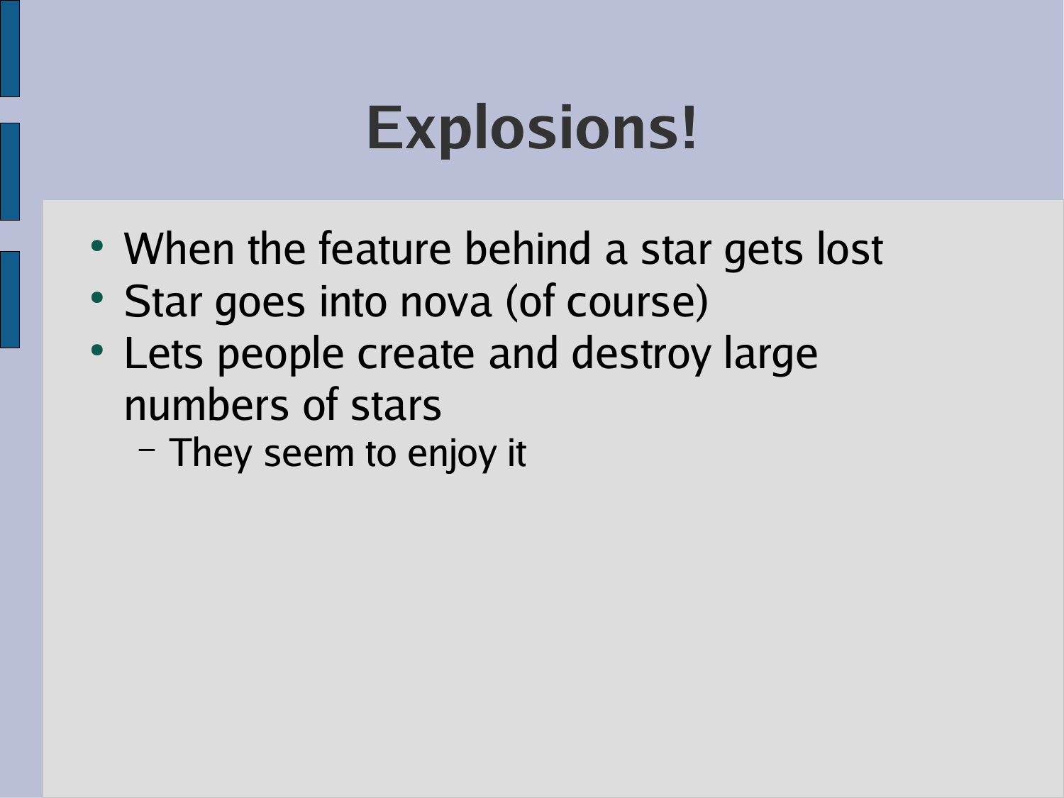# Explosions!

- When the feature behind a star gets lost
- Star goes into nova (of course)
- Lets people create and destroy large numbers of stars
  - They seem to enjoy it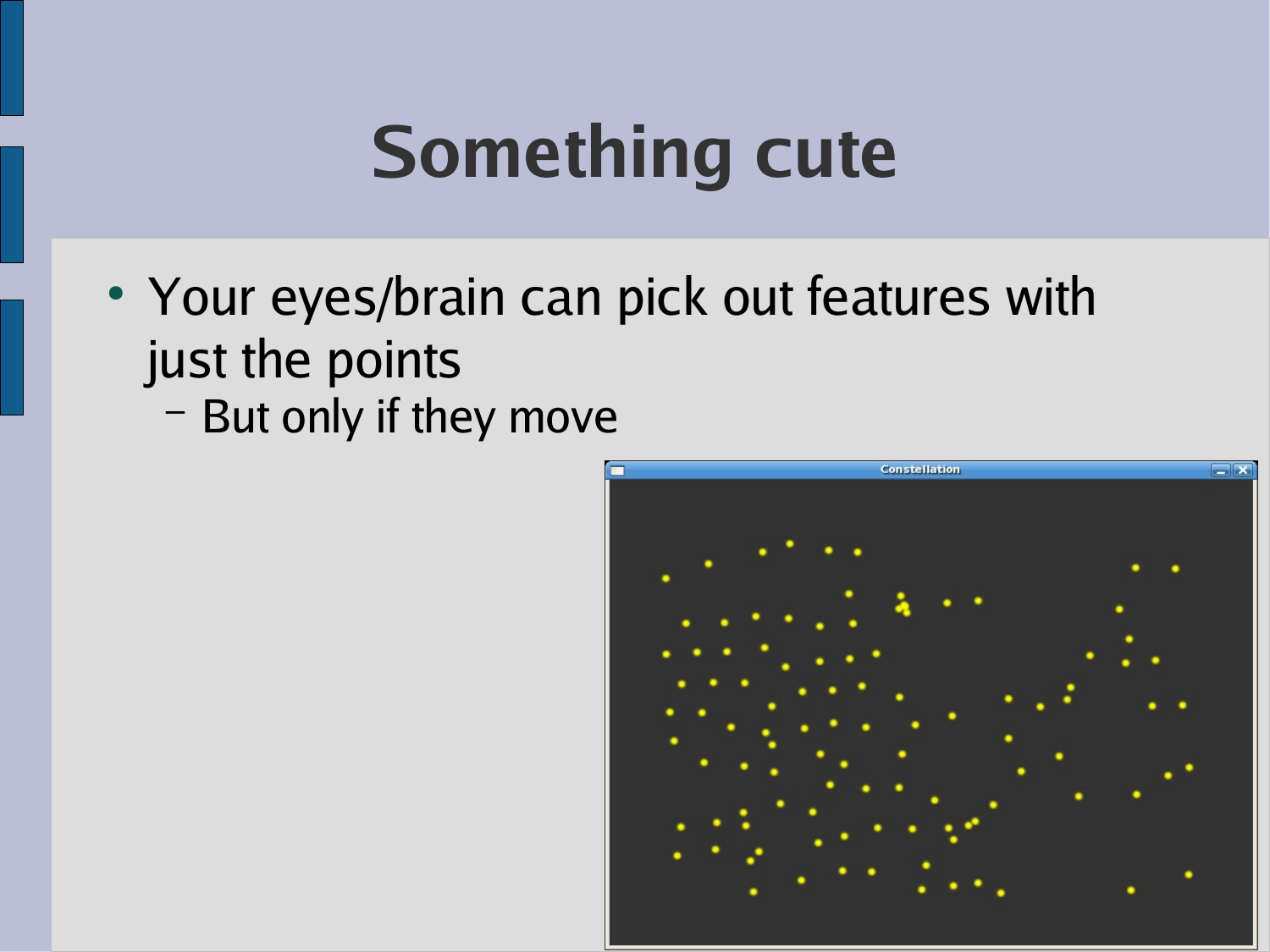# Something cute

- Your eyes/brain can pick out features with just the points
  - But only if they move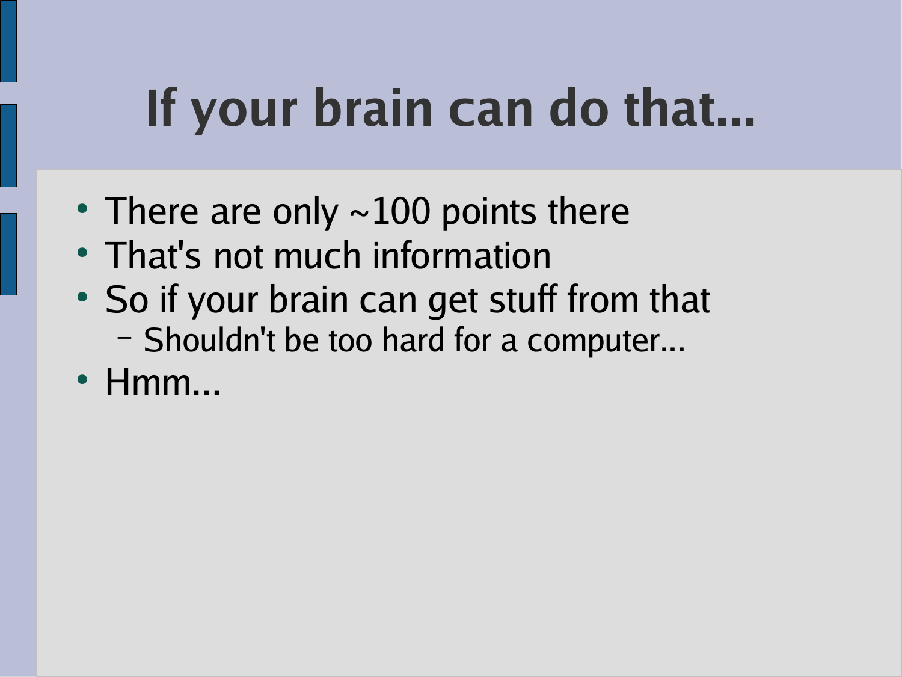# If your brain can do that...

- There are only ~100 points there
- That's not much information
- So if your brain can get stuff from that
  - Shouldn't be too hard for a computer...
- Hmm...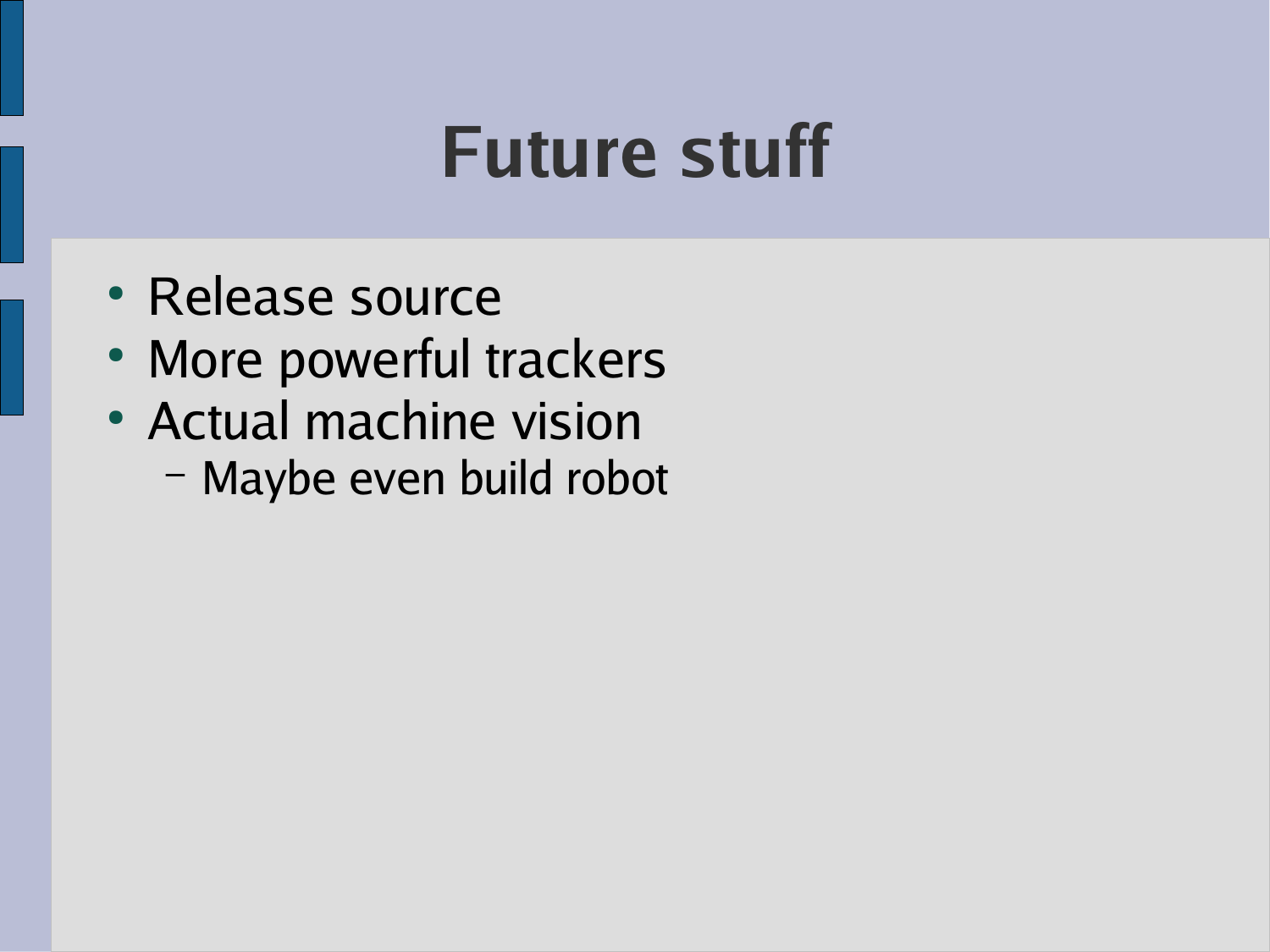# Future stuff

- Release source
- More powerful trackers
- Actual machine vision
  - Maybe even build robot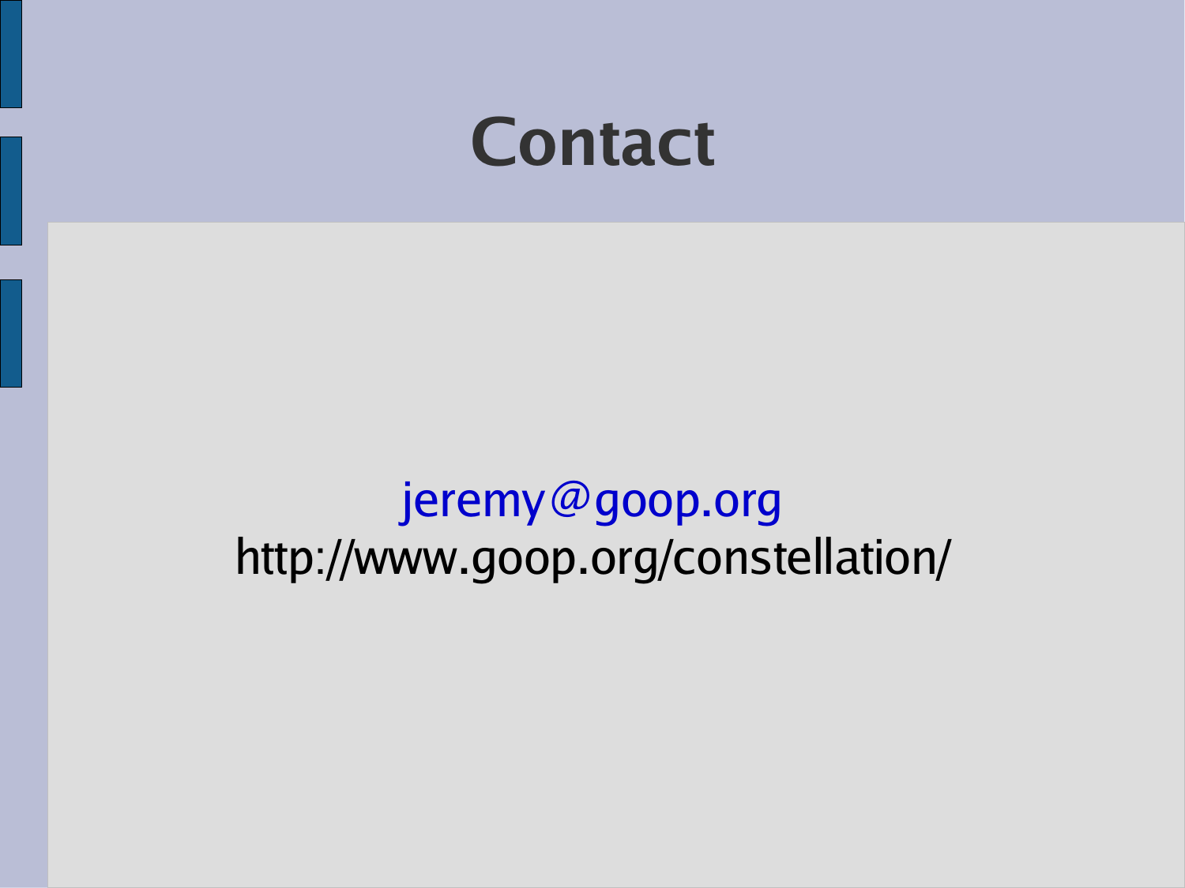# Contact

jeremy@goop.org
http://www.goop.org/constellation/